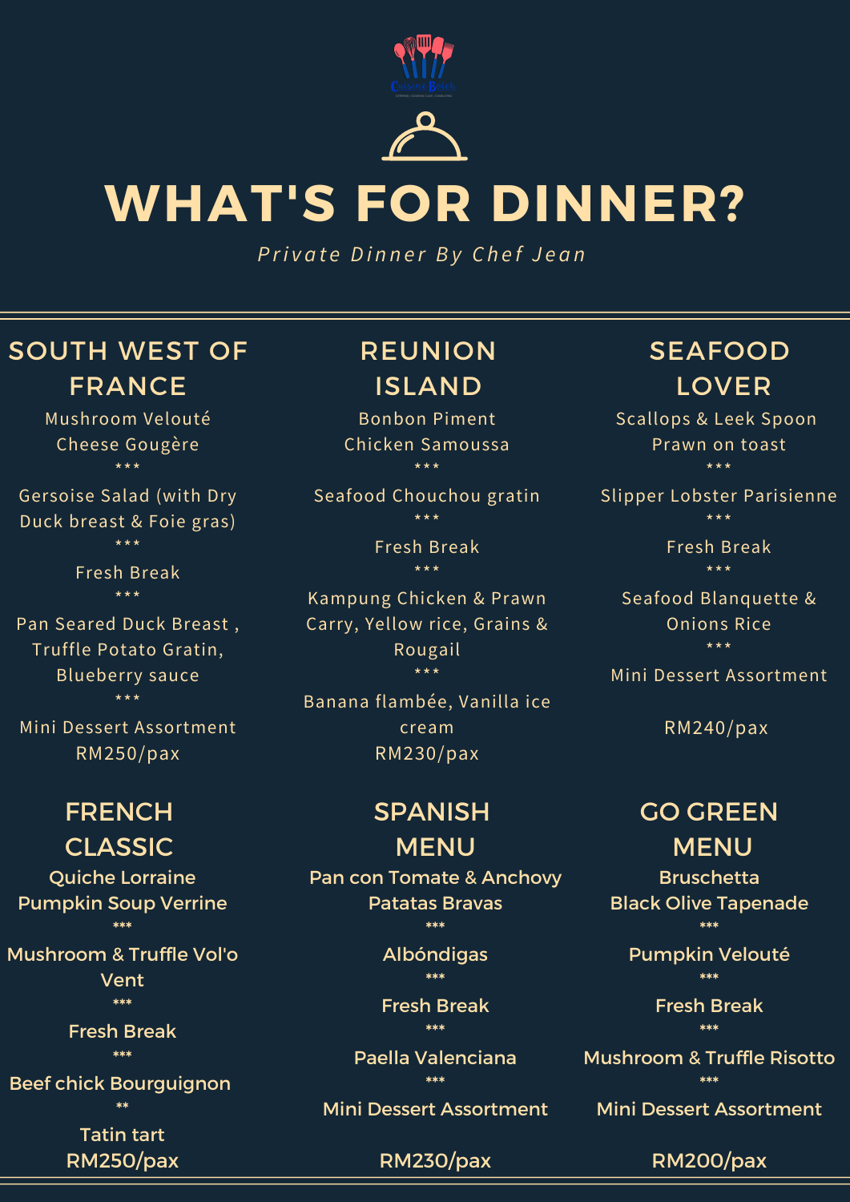# WHAT'S FOR DINNER?

*Private Dinner By Chef Jean*

## SOUTH WEST OF FRANCE

Mushroom Velouté
Cheese Gougère
***
Gersoise Salad (with Dry Duck breast & Foie gras)
***
Fresh Break
***
Pan Seared Duck Breast , Truffle Potato Gratin, Blueberry sauce
***
Mini Dessert Assortment
RM250/pax

## REUNION ISLAND

Bonbon Piment
Chicken Samoussa
***
Seafood Chouchou gratin
***
Fresh Break
***
Kampung Chicken & Prawn Carry, Yellow rice, Grains & Rougail
***
Banana flambée, Vanilla ice cream
RM230/pax

## SEAFOOD LOVER

Scallops & Leek Spoon
Prawn on toast
***
Slipper Lobster Parisienne
***
Fresh Break
***
Seafood Blanquette & Onions Rice
***
Mini Dessert Assortment

RM240/pax

## FRENCH CLASSIC

Quiche Lorraine
Pumpkin Soup Verrine
***
Mushroom & Truffle Vol'o Vent
***
Fresh Break
***
Beef chick Bourguignon
**
Tatin tart
RM250/pax

## SPANISH MENU

Pan con Tomate & Anchovy
Patatas Bravas
***
Albóndigas
***
Fresh Break
***
Paella Valenciana
***
Mini Dessert Assortment

RM230/pax

## GO GREEN MENU

Bruschetta
Black Olive Tapenade
***
Pumpkin Velouté
***
Fresh Break
***
Mushroom & Truffle Risotto
***
Mini Dessert Assortment

RM200/pax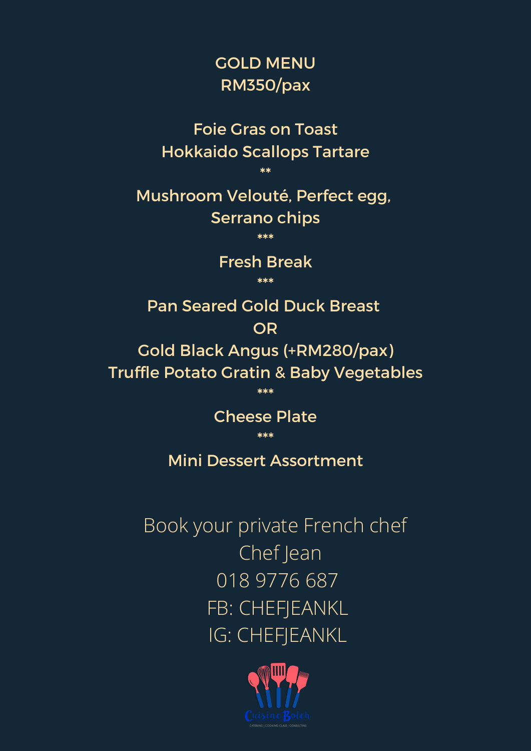# GOLD MENU

## RM350/pax

Foie Gras on Toast

Hokkaido Scallops Tartare

**

Mushroom Velouté, Perfect egg, Serrano chips

***

Fresh Break

***

Pan Seared Gold Duck Breast

OR

Gold Black Angus (+RM280/pax)

Truffle Potato Gratin & Baby Vegetables

***

Cheese Plate

***

Mini Dessert Assortment

Book your private French chef

Chef Jean

018 9776 687

FB: CHEFJEANKL

IG: CHEFJEANKL

Cuisine Boleh

CATERING | COOKING CLASS | CONSULTING